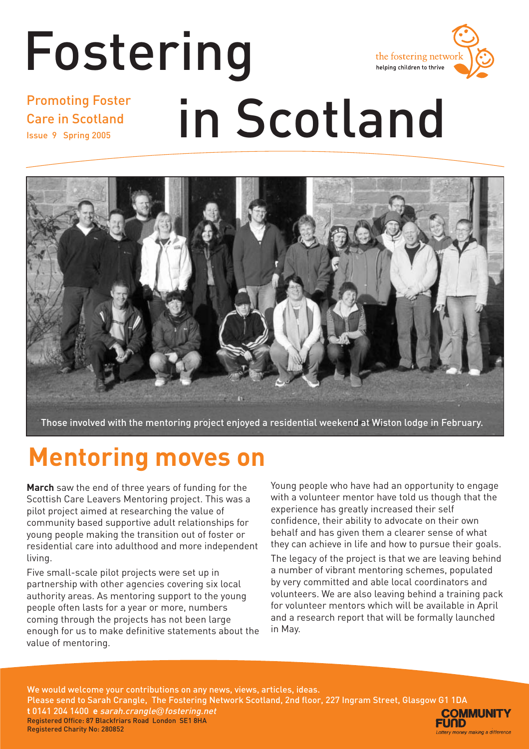# Fostering in Scotland

Promoting Foster Care in Scotland

Issue 9 Spring 2005

the fostering network
helping children to thrive

Those involved with the mentoring project enjoyed a residential weekend at Wiston lodge in February.

## Mentoring moves on

**March** saw the end of three years of funding for the Scottish Care Leavers Mentoring project. This was a pilot project aimed at researching the value of community based supportive adult relationships for young people making the transition out of foster or residential care into adulthood and more independent living.

Five small-scale pilot projects were set up in partnership with other agencies covering six local authority areas. As mentoring support to the young people often lasts for a year or more, numbers coming through the projects has not been large enough for us to make definitive statements about the value of mentoring.

Young people who have had an opportunity to engage with a volunteer mentor have told us though that the experience has greatly increased their self confidence, their ability to advocate on their own behalf and has given them a clearer sense of what they can achieve in life and how to pursue their goals.

The legacy of the project is that we are leaving behind a number of vibrant mentoring schemes, populated by very committed and able local coordinators and volunteers. We are also leaving behind a training pack for volunteer mentors which will be available in April and a research report that will be formally launched in May.

We would welcome your contributions on any news, views, articles, ideas.
Please send to Sarah Crangle, The Fostering Network Scotland, 2nd floor, 227 Ingram Street, Glasgow G1 1DA
**t** 0141 204 1400 **e** *sarah.crangle@fostering.net*
Registered Office: 87 Blackfriars Road London SE1 8HA
Registered Charity No: 280852

COMMUNITY FUND
*Lottery money making a difference*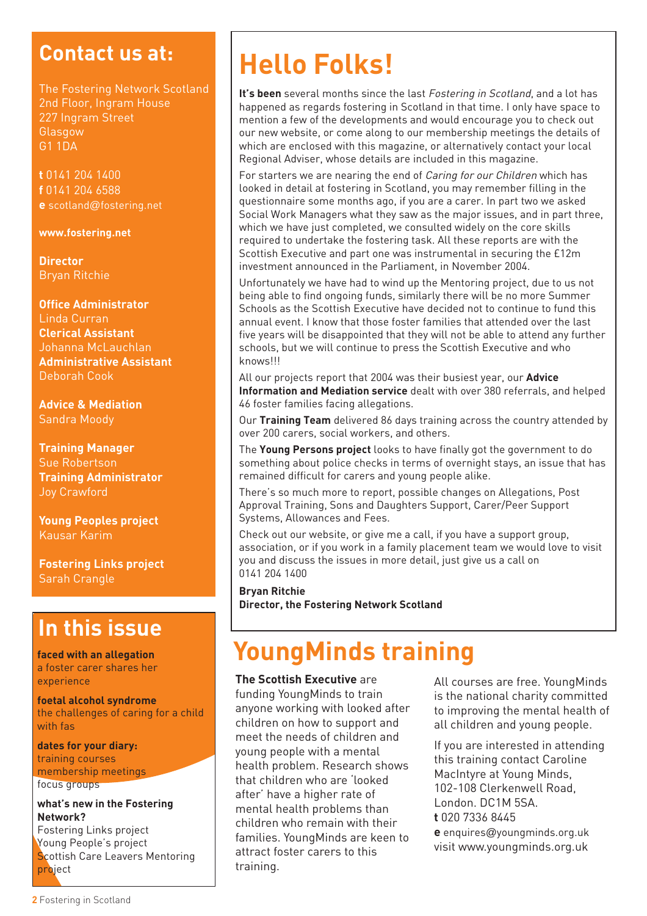## Contact us at:

The Fostering Network Scotland
2nd Floor, Ingram House
227 Ingram Street
Glasgow
G1 1DA

**t** 0141 204 1400
**f** 0141 204 6588
**e** scotland@fostering.net

**www.fostering.net**

**Director**
Bryan Ritchie

**Office Administrator**
Linda Curran
**Clerical Assistant**
Johanna McLauchlan
**Administrative Assistant**
Deborah Cook

**Advice & Mediation**
Sandra Moody

**Training Manager**
Sue Robertson
**Training Administrator**
Joy Crawford

**Young Peoples project**
Kausar Karim

**Fostering Links project**
Sarah Crangle

## In this issue

**faced with an allegation**
a foster carer shares her experience

**foetal alcohol syndrome**
the challenges of caring for a child with fas

**dates for your diary:**
training courses
membership meetings
focus groups

**what's new in the Fostering Network?**
Fostering Links project
Young People's project
Scottish Care Leavers Mentoring project

# Hello Folks!

**It's been** several months since the last *Fostering in Scotland*, and a lot has happened as regards fostering in Scotland in that time. I only have space to mention a few of the developments and would encourage you to check out our new website, or come along to our membership meetings the details of which are enclosed with this magazine, or alternatively contact your local Regional Adviser, whose details are included in this magazine.

For starters we are nearing the end of *Caring for our Children* which has looked in detail at fostering in Scotland, you may remember filling in the questionnaire some months ago, if you are a carer. In part two we asked Social Work Managers what they saw as the major issues, and in part three, which we have just completed, we consulted widely on the core skills required to undertake the fostering task. All these reports are with the Scottish Executive and part one was instrumental in securing the £12m investment announced in the Parliament, in November 2004.

Unfortunately we have had to wind up the Mentoring project, due to us not being able to find ongoing funds, similarly there will be no more Summer Schools as the Scottish Executive have decided not to continue to fund this annual event. I know that those foster families that attended over the last five years will be disappointed that they will not be able to attend any further schools, but we will continue to press the Scottish Executive and who knows!!!

All our projects report that 2004 was their busiest year, our **Advice Information and Mediation service** dealt with over 380 referrals, and helped 46 foster families facing allegations.

Our **Training Team** delivered 86 days training across the country attended by over 200 carers, social workers, and others.

The **Young Persons project** looks to have finally got the government to do something about police checks in terms of overnight stays, an issue that has remained difficult for carers and young people alike.

There's so much more to report, possible changes on Allegations, Post Approval Training, Sons and Daughters Support, Carer/Peer Support Systems, Allowances and Fees.

Check out our website, or give me a call, if you have a support group, association, or if you work in a family placement team we would love to visit you and discuss the issues in more detail, just give us a call on 0141 204 1400

**Bryan Ritchie**
**Director, the Fostering Network Scotland**

# YoungMinds training

**The Scottish Executive** are funding YoungMinds to train anyone working with looked after children on how to support and meet the needs of children and young people with a mental health problem. Research shows that children who are 'looked after' have a higher rate of mental health problems than children who remain with their families. YoungMinds are keen to attract foster carers to this training.

All courses are free. YoungMinds is the national charity committed to improving the mental health of all children and young people.

If you are interested in attending this training contact Caroline MacIntyre at Young Minds, 102-108 Clerkenwell Road, London. DC1M 5SA.
**t** 020 7336 8445
**e** enquires@youngminds.org.uk
visit www.youngminds.org.uk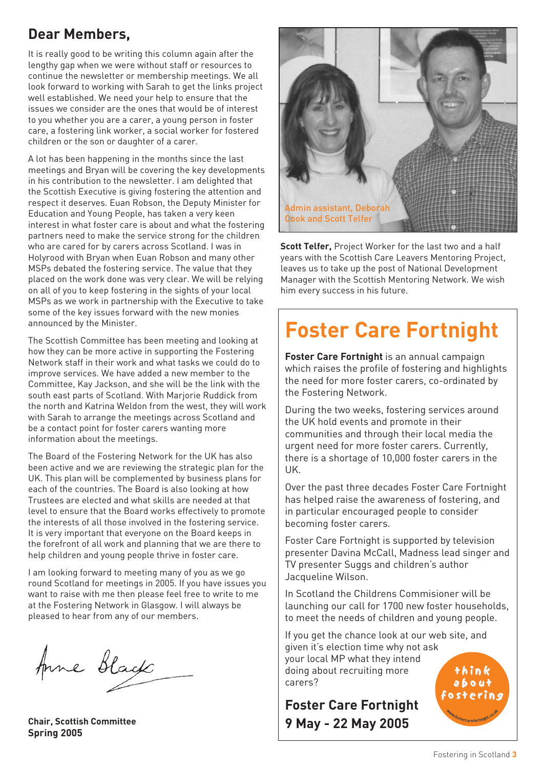## Dear Members,

It is really good to be writing this column again after the lengthy gap when we were without staff or resources to continue the newsletter or membership meetings. We all look forward to working with Sarah to get the links project well established. We need your help to ensure that the issues we consider are the ones that would be of interest to you whether you are a carer, a young person in foster care, a fostering link worker, a social worker for fostered children or the son or daughter of a carer.

A lot has been happening in the months since the last meetings and Bryan will be covering the key developments in his contribution to the newsletter. I am delighted that the Scottish Executive is giving fostering the attention and respect it deserves. Euan Robson, the Deputy Minister for Education and Young People, has taken a very keen interest in what foster care is about and what the fostering partners need to make the service strong for the children who are cared for by carers across Scotland. I was in Holyrood with Bryan when Euan Robson and many other MSPs debated the fostering service. The value that they placed on the work done was very clear. We will be relying on all of you to keep fostering in the sights of your local MSPs as we work in partnership with the Executive to take some of the key issues forward with the new monies announced by the Minister.

The Scottish Committee has been meeting and looking at how they can be more active in supporting the Fostering Network staff in their work and what tasks we could do to improve services. We have added a new member to the Committee, Kay Jackson, and she will be the link with the south east parts of Scotland. With Marjorie Ruddick from the north and Katrina Weldon from the west, they will work with Sarah to arrange the meetings across Scotland and be a contact point for foster carers wanting more information about the meetings.

The Board of the Fostering Network for the UK has also been active and we are reviewing the strategic plan for the UK. This plan will be complemented by business plans for each of the countries. The Board is also looking at how Trustees are elected and what skills are needed at that level to ensure that the Board works effectively to promote the interests of all those involved in the fostering service. It is very important that everyone on the Board keeps in the forefront of all work and planning that we are there to help children and young people thrive in foster care.

I am looking forward to meeting many of you as we go round Scotland for meetings in 2005. If you have issues you want to raise with me then please feel free to write to me at the Fostering Network in Glasgow. I will always be pleased to hear from any of our members.

Anne Black

**Chair, Scottish Committee**
**Spring 2005**

Admin assistant, Deborah Cook and Scott Telfer

**Scott Telfer,** Project Worker for the last two and a half years with the Scottish Care Leavers Mentoring Project, leaves us to take up the post of National Development Manager with the Scottish Mentoring Network. We wish him every success in his future.

# Foster Care Fortnight

**Foster Care Fortnight** is an annual campaign which raises the profile of fostering and highlights the need for more foster carers, co-ordinated by the Fostering Network.

During the two weeks, fostering services around the UK hold events and promote in their communities and through their local media the urgent need for more foster carers. Currently, there is a shortage of 10,000 foster carers in the UK.

Over the past three decades Foster Care Fortnight has helped raise the awareness of fostering, and in particular encouraged people to consider becoming foster carers.

Foster Care Fortnight is supported by television presenter Davina McCall, Madness lead singer and TV presenter Suggs and children's author Jacqueline Wilson.

In Scotland the Childrens Commisioner will be launching our call for 1700 new foster households, to meet the needs of children and young people.

If you get the chance look at our web site, and given it's election time why not ask your local MP what they intend doing about recruiting more carers?

think about fostering
www.fostercarefortnight.co.uk

**Foster Care Fortnight**
**9 May - 22 May 2005**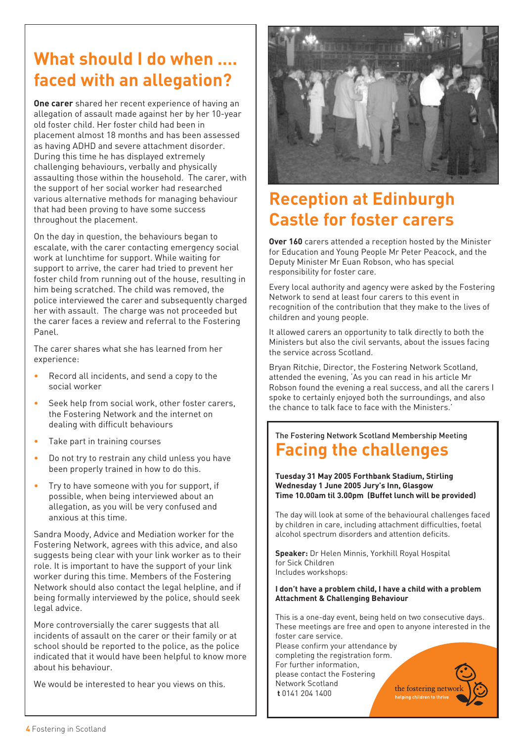## What should I do when .... faced with an allegation?

**One carer** shared her recent experience of having an allegation of assault made against her by her 10-year old foster child. Her foster child had been in placement almost 18 months and has been assessed as having ADHD and severe attachment disorder. During this time he has displayed extremely challenging behaviours, verbally and physically assaulting those within the household. The carer, with the support of her social worker had researched various alternative methods for managing behaviour that had been proving to have some success throughout the placement.

On the day in question, the behaviours began to escalate, with the carer contacting emergency social work at lunchtime for support. While waiting for support to arrive, the carer had tried to prevent her foster child from running out of the house, resulting in him being scratched. The child was removed, the police interviewed the carer and subsequently charged her with assault. The charge was not proceeded but the carer faces a review and referral to the Fostering Panel.

The carer shares what she has learned from her experience:

- Record all incidents, and send a copy to the social worker
- Seek help from social work, other foster carers, the Fostering Network and the internet on dealing with difficult behaviours
- Take part in training courses
- Do not try to restrain any child unless you have been properly trained in how to do this.
- Try to have someone with you for support, if possible, when being interviewed about an allegation, as you will be very confused and anxious at this time.

Sandra Moody, Advice and Mediation worker for the Fostering Network, agrees with this advice, and also suggests being clear with your link worker as to their role. It is important to have the support of your link worker during this time. Members of the Fostering Network should also contact the legal helpline, and if being formally interviewed by the police, should seek legal advice.

More controversially the carer suggests that all incidents of assault on the carer or their family or at school should be reported to the police, as the police indicated that it would have been helpful to know more about his behaviour.

We would be interested to hear you views on this.

## Reception at Edinburgh Castle for foster carers

**Over 160** carers attended a reception hosted by the Minister for Education and Young People Mr Peter Peacock, and the Deputy Minister Mr Euan Robson, who has special responsibility for foster care.

Every local authority and agency were asked by the Fostering Network to send at least four carers to this event in recognition of the contribution that they make to the lives of children and young people.

It allowed carers an opportunity to talk directly to both the Ministers but also the civil servants, about the issues facing the service across Scotland.

Bryan Ritchie, Director, the Fostering Network Scotland, attended the evening, 'As you can read in his article Mr Robson found the evening a real success, and all the carers I spoke to certainly enjoyed both the surroundings, and also the chance to talk face to face with the Ministers.'

The Fostering Network Scotland Membership Meeting

## Facing the challenges

**Tuesday 31 May 2005 Forthbank Stadium, Stirling**
**Wednesday 1 June 2005 Jury's Inn, Glasgow**
**Time 10.00am til 3.00pm (Buffet lunch will be provided)**

The day will look at some of the behavioural challenges faced by children in care, including attachment difficulties, foetal alcohol spectrum disorders and attention deficits.

**Speaker:** Dr Helen Minnis, Yorkhill Royal Hospital for Sick Children
Includes workshops:

**I don't have a problem child, I have a child with a problem**
**Attachment & Challenging Behaviour**

This is a one-day event, being held on two consecutive days. These meetings are free and open to anyone interested in the foster care service.
Please confirm your attendance by completing the registration form.
For further information, please contact the Fostering Network Scotland
**t** 0141 204 1400

the fostering network
helping children to thrive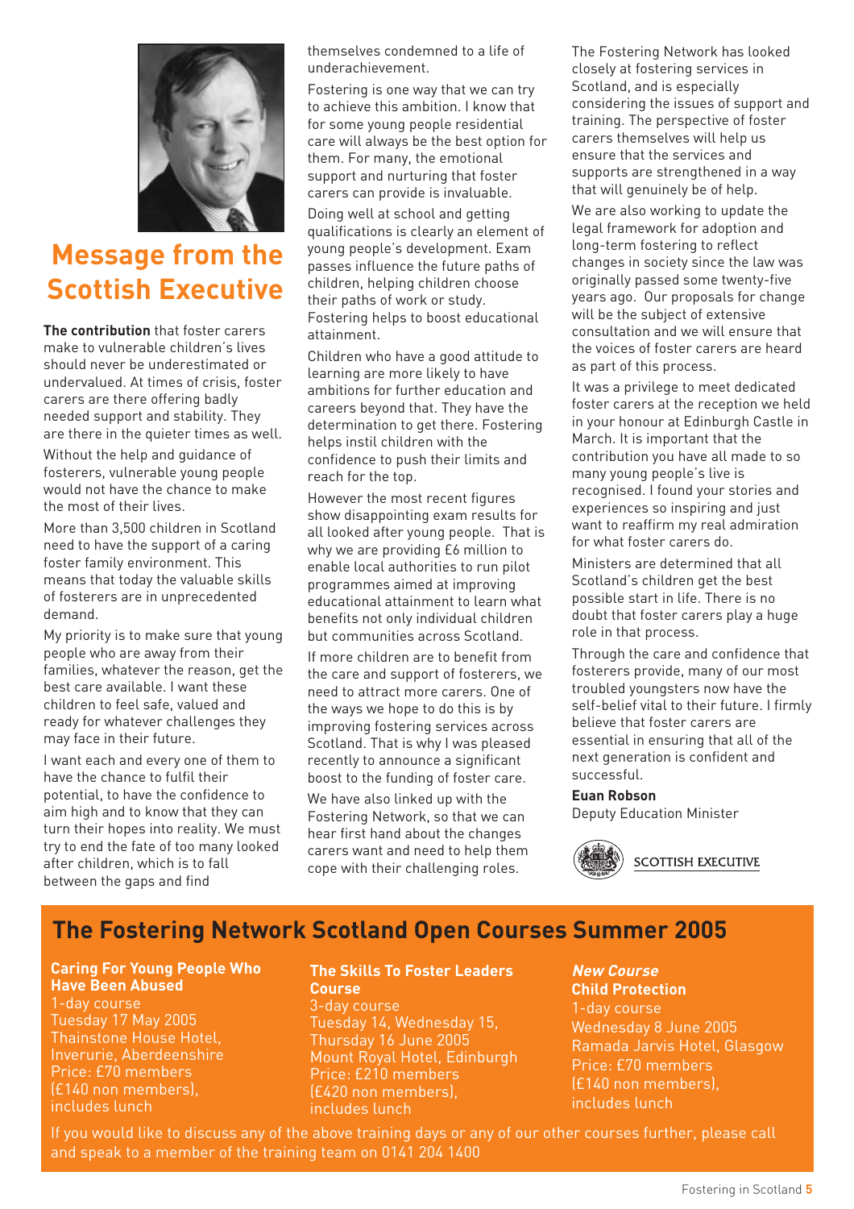# Message from the Scottish Executive

**The contribution** that foster carers make to vulnerable children's lives should never be underestimated or undervalued. At times of crisis, foster carers are there offering badly needed support and stability. They are there in the quieter times as well.

Without the help and guidance of fosterers, vulnerable young people would not have the chance to make the most of their lives.

More than 3,500 children in Scotland need to have the support of a caring foster family environment. This means that today the valuable skills of fosterers are in unprecedented demand.

My priority is to make sure that young people who are away from their families, whatever the reason, get the best care available. I want these children to feel safe, valued and ready for whatever challenges they may face in their future.

I want each and every one of them to have the chance to fulfil their potential, to have the confidence to aim high and to know that they can turn their hopes into reality. We must try to end the fate of too many looked after children, which is to fall between the gaps and find themselves condemned to a life of underachievement.

Fostering is one way that we can try to achieve this ambition. I know that for some young people residential care will always be the best option for them. For many, the emotional support and nurturing that foster carers can provide is invaluable.

Doing well at school and getting qualifications is clearly an element of young people's development. Exam passes influence the future paths of children, helping children choose their paths of work or study. Fostering helps to boost educational attainment.

Children who have a good attitude to learning are more likely to have ambitions for further education and careers beyond that. They have the determination to get there. Fostering helps instil children with the confidence to push their limits and reach for the top.

However the most recent figures show disappointing exam results for all looked after young people. That is why we are providing £6 million to enable local authorities to run pilot programmes aimed at improving educational attainment to learn what benefits not only individual children but communities across Scotland.

If more children are to benefit from the care and support of fosterers, we need to attract more carers. One of the ways we hope to do this is by improving fostering services across Scotland. That is why I was pleased recently to announce a significant boost to the funding of foster care.

We have also linked up with the Fostering Network, so that we can hear first hand about the changes carers want and need to help them cope with their challenging roles.

The Fostering Network has looked closely at fostering services in Scotland, and is especially considering the issues of support and training. The perspective of foster carers themselves will help us ensure that the services and supports are strengthened in a way that will genuinely be of help.

We are also working to update the legal framework for adoption and long-term fostering to reflect changes in society since the law was originally passed some twenty-five years ago. Our proposals for change will be the subject of extensive consultation and we will ensure that the voices of foster carers are heard as part of this process.

It was a privilege to meet dedicated foster carers at the reception we held in your honour at Edinburgh Castle in March. It is important that the contribution you have all made to so many young people's live is recognised. I found your stories and experiences so inspiring and just want to reaffirm my real admiration for what foster carers do.

Ministers are determined that all Scotland's children get the best possible start in life. There is no doubt that foster carers play a huge role in that process.

Through the care and confidence that fosterers provide, many of our most troubled youngsters now have the self-belief vital to their future. I firmly believe that foster carers are essential in ensuring that all of the next generation is confident and successful.

**Euan Robson**
Deputy Education Minister

SCOTTISH EXECUTIVE

## The Fostering Network Scotland Open Courses Summer 2005

**Caring For Young People Who Have Been Abused**
1-day course
Tuesday 17 May 2005
Thainstone House Hotel, Inverurie, Aberdeenshire
Price: £70 members (£140 non members), includes lunch

**The Skills To Foster Leaders Course**
3-day course
Tuesday 14, Wednesday 15, Thursday 16 June 2005
Mount Royal Hotel, Edinburgh
Price: £210 members (£420 non members), includes lunch

***New Course***
**Child Protection**
1-day course
Wednesday 8 June 2005
Ramada Jarvis Hotel, Glasgow
Price: £70 members (£140 non members), includes lunch

If you would like to discuss any of the above training days or any of our other courses further, please call and speak to a member of the training team on 0141 204 1400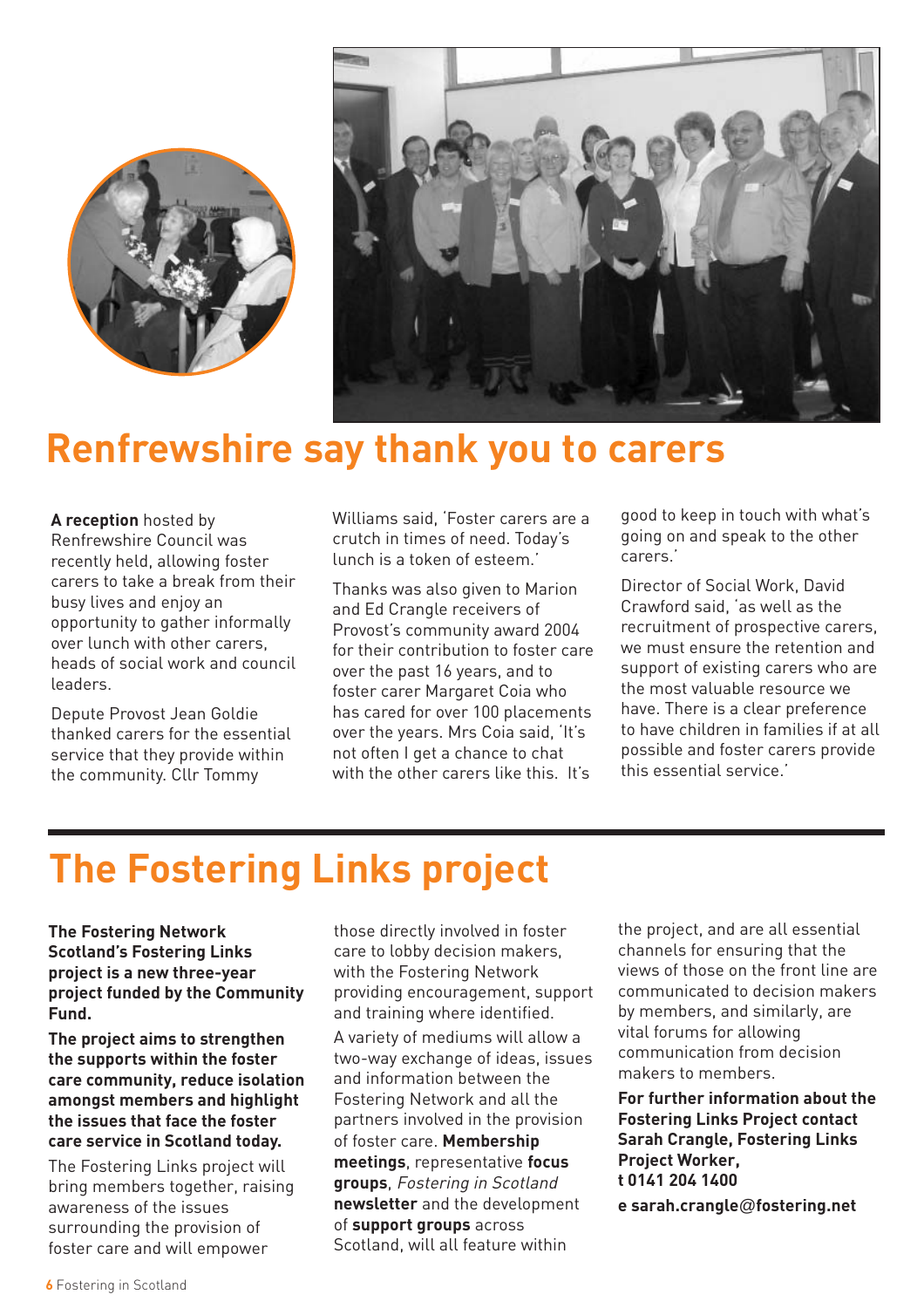# Renfrewshire say thank you to carers

**A reception** hosted by Renfrewshire Council was recently held, allowing foster carers to take a break from their busy lives and enjoy an opportunity to gather informally over lunch with other carers, heads of social work and council leaders.

Depute Provost Jean Goldie thanked carers for the essential service that they provide within the community. Cllr Tommy Williams said, 'Foster carers are a crutch in times of need. Today's lunch is a token of esteem.'

Thanks was also given to Marion and Ed Crangle receivers of Provost's community award 2004 for their contribution to foster care over the past 16 years, and to foster carer Margaret Coia who has cared for over 100 placements over the years. Mrs Coia said, 'It's not often I get a chance to chat with the other carers like this. It's good to keep in touch with what's going on and speak to the other carers.'

Director of Social Work, David Crawford said, 'as well as the recruitment of prospective carers, we must ensure the retention and support of existing carers who are the most valuable resource we have. There is a clear preference to have children in families if at all possible and foster carers provide this essential service.'

# The Fostering Links project

**The Fostering Network Scotland's Fostering Links project is a new three-year project funded by the Community Fund.**

**The project aims to strengthen the supports within the foster care community, reduce isolation amongst members and highlight the issues that face the foster care service in Scotland today.**

The Fostering Links project will bring members together, raising awareness of the issues surrounding the provision of foster care and will empower those directly involved in foster care to lobby decision makers, with the Fostering Network providing encouragement, support and training where identified.

A variety of mediums will allow a two-way exchange of ideas, issues and information between the Fostering Network and all the partners involved in the provision of foster care. **Membership meetings**, representative **focus groups**, *Fostering in Scotland* **newsletter** and the development of **support groups** across Scotland, will all feature within the project, and are all essential channels for ensuring that the views of those on the front line are communicated to decision makers by members, and similarly, are vital forums for allowing communication from decision makers to members.

**For further information about the Fostering Links Project contact Sarah Crangle, Fostering Links Project Worker, t 0141 204 1400**

**e sarah.crangle@fostering.net**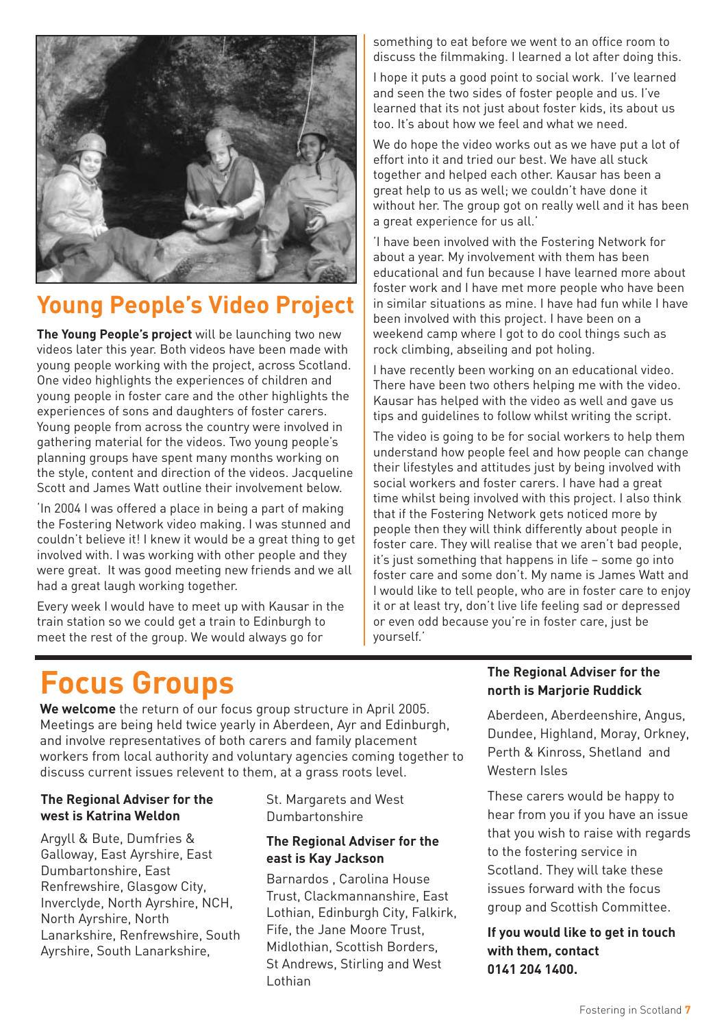## Young People's Video Project

**The Young People's project** will be launching two new videos later this year. Both videos have been made with young people working with the project, across Scotland. One video highlights the experiences of children and young people in foster care and the other highlights the experiences of sons and daughters of foster carers. Young people from across the country were involved in gathering material for the videos. Two young people's planning groups have spent many months working on the style, content and direction of the videos. Jacqueline Scott and James Watt outline their involvement below.

'In 2004 I was offered a place in being a part of making the Fostering Network video making. I was stunned and couldn't believe it! I knew it would be a great thing to get involved with. I was working with other people and they were great. It was good meeting new friends and we all had a great laugh working together.

Every week I would have to meet up with Kausar in the train station so we could get a train to Edinburgh to meet the rest of the group. We would always go for something to eat before we went to an office room to discuss the filmmaking. I learned a lot after doing this.

I hope it puts a good point to social work. I've learned and seen the two sides of foster people and us. I've learned that its not just about foster kids, its about us too. It's about how we feel and what we need.

We do hope the video works out as we have put a lot of effort into it and tried our best. We have all stuck together and helped each other. Kausar has been a great help to us as well; we couldn't have done it without her. The group got on really well and it has been a great experience for us all.'

'I have been involved with the Fostering Network for about a year. My involvement with them has been educational and fun because I have learned more about foster work and I have met more people who have been in similar situations as mine. I have had fun while I have been involved with this project. I have been on a weekend camp where I got to do cool things such as rock climbing, abseiling and pot holing.

I have recently been working on an educational video. There have been two others helping me with the video. Kausar has helped with the video as well and gave us tips and guidelines to follow whilst writing the script.

The video is going to be for social workers to help them understand how people feel and how people can change their lifestyles and attitudes just by being involved with social workers and foster carers. I have had a great time whilst being involved with this project. I also think that if the Fostering Network gets noticed more by people then they will think differently about people in foster care. They will realise that we aren't bad people, it's just something that happens in life – some go into foster care and some don't. My name is James Watt and I would like to tell people, who are in foster care to enjoy it or at least try, don't live life feeling sad or depressed or even odd because you're in foster care, just be yourself.'

# Focus Groups

**We welcome** the return of our focus group structure in April 2005. Meetings are being held twice yearly in Aberdeen, Ayr and Edinburgh, and involve representatives of both carers and family placement workers from local authority and voluntary agencies coming together to discuss current issues relevent to them, at a grass roots level.

**The Regional Adviser for the west is Katrina Weldon**

Argyll & Bute, Dumfries & Galloway, East Ayrshire, East Dumbartonshire, East Renfrewshire, Glasgow City, Inverclyde, North Ayrshire, NCH, North Ayrshire, North Lanarkshire, Renfrewshire, South Ayrshire, South Lanarkshire, St. Margarets and West Dumbartonshire

**The Regional Adviser for the east is Kay Jackson**

Barnardos , Carolina House Trust, Clackmannanshire, East Lothian, Edinburgh City, Falkirk, Fife, the Jane Moore Trust, Midlothian, Scottish Borders, St Andrews, Stirling and West Lothian

**The Regional Adviser for the north is Marjorie Ruddick**

Aberdeen, Aberdeenshire, Angus, Dundee, Highland, Moray, Orkney, Perth & Kinross, Shetland and Western Isles

These carers would be happy to hear from you if you have an issue that you wish to raise with regards to the fostering service in Scotland. They will take these issues forward with the focus group and Scottish Committee.

**If you would like to get in touch with them, contact 0141 204 1400.**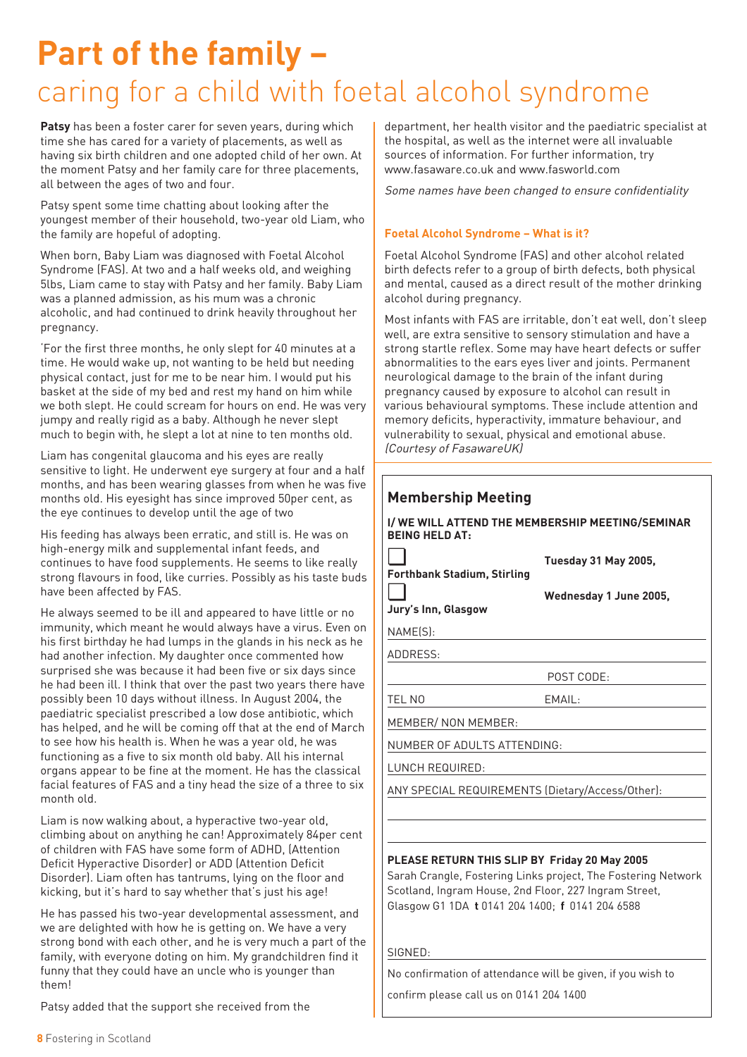# Part of the family – caring for a child with foetal alcohol syndrome

**Patsy** has been a foster carer for seven years, during which time she has cared for a variety of placements, as well as having six birth children and one adopted child of her own. At the moment Patsy and her family care for three placements, all between the ages of two and four.

Patsy spent some time chatting about looking after the youngest member of their household, two-year old Liam, who the family are hopeful of adopting.

When born, Baby Liam was diagnosed with Foetal Alcohol Syndrome (FAS). At two and a half weeks old, and weighing 5lbs, Liam came to stay with Patsy and her family. Baby Liam was a planned admission, as his mum was a chronic alcoholic, and had continued to drink heavily throughout her pregnancy.

'For the first three months, he only slept for 40 minutes at a time. He would wake up, not wanting to be held but needing physical contact, just for me to be near him. I would put his basket at the side of my bed and rest my hand on him while we both slept. He could scream for hours on end. He was very jumpy and really rigid as a baby. Although he never slept much to begin with, he slept a lot at nine to ten months old.

Liam has congenital glaucoma and his eyes are really sensitive to light. He underwent eye surgery at four and a half months, and has been wearing glasses from when he was five months old. His eyesight has since improved 50per cent, as the eye continues to develop until the age of two

His feeding has always been erratic, and still is. He was on high-energy milk and supplemental infant feeds, and continues to have food supplements. He seems to like really strong flavours in food, like curries. Possibly as his taste buds have been affected by FAS.

He always seemed to be ill and appeared to have little or no immunity, which meant he would always have a virus. Even on his first birthday he had lumps in the glands in his neck as he had another infection. My daughter once commented how surprised she was because it had been five or six days since he had been ill. I think that over the past two years there have possibly been 10 days without illness. In August 2004, the paediatric specialist prescribed a low dose antibiotic, which has helped, and he will be coming off that at the end of March to see how his health is. When he was a year old, he was functioning as a five to six month old baby. All his internal organs appear to be fine at the moment. He has the classical facial features of FAS and a tiny head the size of a three to six month old.

Liam is now walking about, a hyperactive two-year old, climbing about on anything he can! Approximately 84per cent of children with FAS have some form of ADHD, (Attention Deficit Hyperactive Disorder) or ADD (Attention Deficit Disorder). Liam often has tantrums, lying on the floor and kicking, but it's hard to say whether that's just his age!

He has passed his two-year developmental assessment, and we are delighted with how he is getting on. We have a very strong bond with each other, and he is very much a part of the family, with everyone doting on him. My grandchildren find it funny that they could have an uncle who is younger than them!

Patsy added that the support she received from the department, her health visitor and the paediatric specialist at the hospital, as well as the internet were all invaluable sources of information. For further information, try www.fasaware.co.uk and www.fasworld.com

*Some names have been changed to ensure confidentiality*

### Foetal Alcohol Syndrome – What is it?

Foetal Alcohol Syndrome (FAS) and other alcohol related birth defects refer to a group of birth defects, both physical and mental, caused as a direct result of the mother drinking alcohol during pregnancy.

Most infants with FAS are irritable, don't eat well, don't sleep well, are extra sensitive to sensory stimulation and have a strong startle reflex. Some may have heart defects or suffer abnormalities to the ears eyes liver and joints. Permanent neurological damage to the brain of the infant during pregnancy caused by exposure to alcohol can result in various behavioural symptoms. These include attention and memory deficits, hyperactivity, immature behaviour, and vulnerability to sexual, physical and emotional abuse. *(Courtesy of FasawareUK)*

## Membership Meeting

**I/ WE WILL ATTEND THE MEMBERSHIP MEETING/SEMINAR BEING HELD AT:**

☐ **Forthbank Stadium, Stirling** — **Tuesday 31 May 2005,**

☐ **Jury's Inn, Glasgow** — **Wednesday 1 June 2005,**

NAME(S):

ADDRESS:

POST CODE:

TEL NO EMAIL:

MEMBER/ NON MEMBER:

NUMBER OF ADULTS ATTENDING:

LUNCH REQUIRED:

ANY SPECIAL REQUIREMENTS (Dietary/Access/Other):

**PLEASE RETURN THIS SLIP BY Friday 20 May 2005**

Sarah Crangle, Fostering Links project, The Fostering Network Scotland, Ingram House, 2nd Floor, 227 Ingram Street, Glasgow G1 1DA **t** 0141 204 1400; **f** 0141 204 6588

SIGNED:

No confirmation of attendance will be given, if you wish to confirm please call us on 0141 204 1400